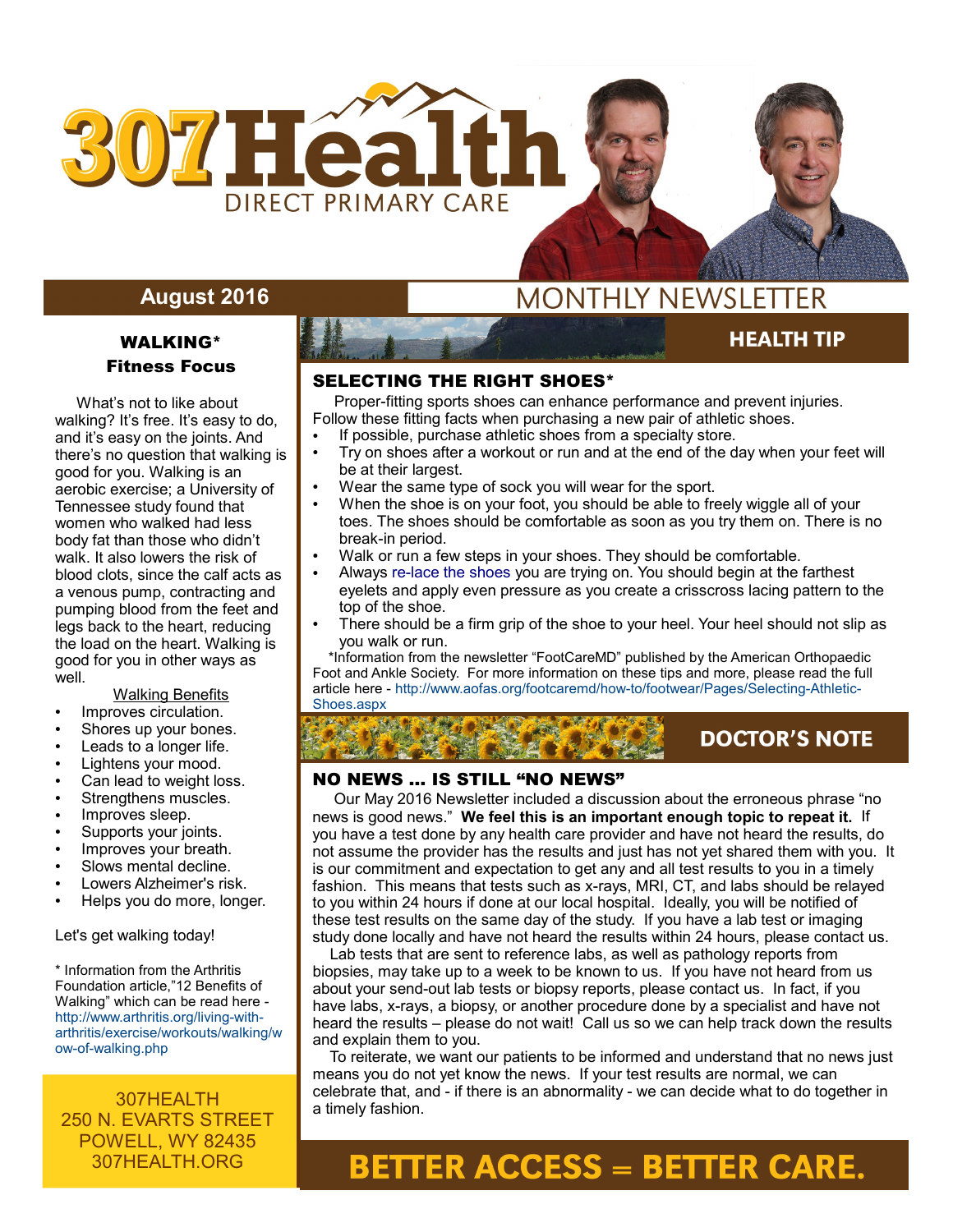# 307Health

DIRECT PRIMARY CARE

**August 2016**

MONTHLY NEWSLETTER

## WALKING* Fitness Focus

What's not to like about walking? It's free. It's easy to do, and it's easy on the joints. And there's no question that walking is good for you. Walking is an aerobic exercise; a University of Tennessee study found that women who walked had less body fat than those who didn't walk. It also lowers the risk of blood clots, since the calf acts as a venous pump, contracting and pumping blood from the feet and legs back to the heart, reducing the load on the heart. Walking is good for you in other ways as well.

Walking Benefits

- Improves circulation.
- Shores up your bones.
- Leads to a longer life.
- Lightens your mood.
- Can lead to weight loss.
- Strengthens muscles.
- Improves sleep.
- Supports your joints.
- Improves your breath.
- Slows mental decline.
- Lowers Alzheimer's risk.
- Helps you do more, longer.

Let's get walking today!

* Information from the Arthritis Foundation article,"12 Benefits of Walking" which can be read here - http://www.arthritis.org/living-with-arthritis/exercise/workouts/walking/wow-of-walking.php

307HEALTH
250 N. EVARTS STREET
POWELL, WY 82435
307HEALTH.ORG

## HEALTH TIP

### SELECTING THE RIGHT SHOES*

Proper-fitting sports shoes can enhance performance and prevent injuries. Follow these fitting facts when purchasing a new pair of athletic shoes.

- If possible, purchase athletic shoes from a specialty store.
- Try on shoes after a workout or run and at the end of the day when your feet will be at their largest.
- Wear the same type of sock you will wear for the sport.
- When the shoe is on your foot, you should be able to freely wiggle all of your toes. The shoes should be comfortable as soon as you try them on. There is no break-in period.
- Walk or run a few steps in your shoes. They should be comfortable.
- Always re-lace the shoes you are trying on. You should begin at the farthest eyelets and apply even pressure as you create a crisscross lacing pattern to the top of the shoe.
- There should be a firm grip of the shoe to your heel. Your heel should not slip as you walk or run.

*Information from the newsletter "FootCareMD" published by the American Orthopaedic Foot and Ankle Society. For more information on these tips and more, please read the full article here - http://www.aofas.org/footcaremd/how-to/footwear/Pages/Selecting-Athletic-Shoes.aspx

## DOCTOR'S NOTE

### NO NEWS … IS STILL "NO NEWS"

Our May 2016 Newsletter included a discussion about the erroneous phrase "no news is good news." **We feel this is an important enough topic to repeat it.** If you have a test done by any health care provider and have not heard the results, do not assume the provider has the results and just has not yet shared them with you. It is our commitment and expectation to get any and all test results to you in a timely fashion. This means that tests such as x-rays, MRI, CT, and labs should be relayed to you within 24 hours if done at our local hospital. Ideally, you will be notified of these test results on the same day of the study. If you have a lab test or imaging study done locally and have not heard the results within 24 hours, please contact us.

Lab tests that are sent to reference labs, as well as pathology reports from biopsies, may take up to a week to be known to us. If you have not heard from us about your send-out lab tests or biopsy reports, please contact us. In fact, if you have labs, x-rays, a biopsy, or another procedure done by a specialist and have not heard the results – please do not wait! Call us so we can help track down the results and explain them to you.

To reiterate, we want our patients to be informed and understand that no news just means you do not yet know the news. If your test results are normal, we can celebrate that, and - if there is an abnormality - we can decide what to do together in a timely fashion.

**BETTER ACCESS = BETTER CARE.**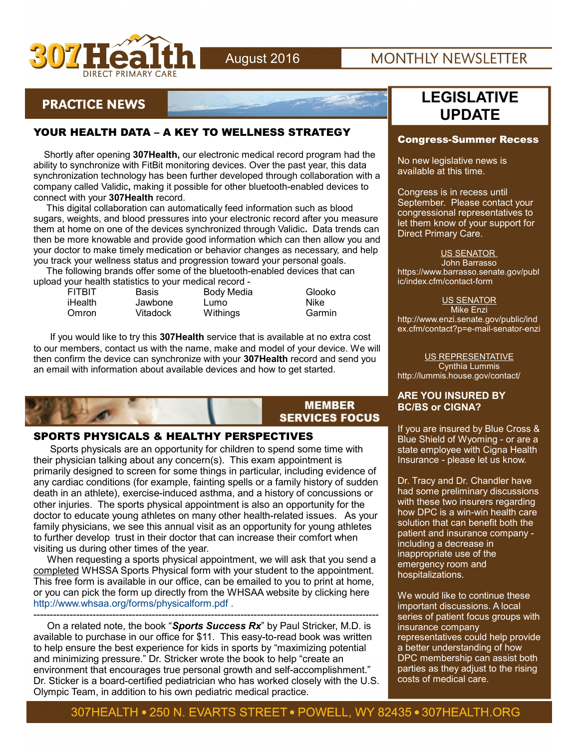# 307Health

DIRECT PRIMARY CARE

August 2016 | MONTHLY NEWSLETTER

## PRACTICE NEWS

### YOUR HEALTH DATA – A KEY TO WELLNESS STRATEGY

Shortly after opening **307Health,** our electronic medical record program had the ability to synchronize with FitBit monitoring devices. Over the past year, this data synchronization technology has been further developed through collaboration with a company called Validic**,** making it possible for other bluetooth-enabled devices to connect with your **307Health** record.

This digital collaboration can automatically feed information such as blood sugars, weights, and blood pressures into your electronic record after you measure them at home on one of the devices synchronized through Validic**.** Data trends can then be more knowable and provide good information which can then allow you and your doctor to make timely medication or behavior changes as necessary, and help you track your wellness status and progression toward your personal goals.

The following brands offer some of the bluetooth-enabled devices that can upload your health statistics to your medical record -

| | | | |
|---|---|---|---|
| FITBIT | Basis | Body Media | Glooko |
| iHealth | Jawbone | Lumo | Nike |
| Omron | Vitadock | Withings | Garmin |

If you would like to try this **307Health** service that is available at no extra cost to our members, contact us with the name, make and model of your device. We will then confirm the device can synchronize with your **307Health** record and send you an email with information about available devices and how to get started.

## MEMBER SERVICES FOCUS

### SPORTS PHYSICALS & HEALTHY PERSPECTIVES

Sports physicals are an opportunity for children to spend some time with their physician talking about any concern(s). This exam appointment is primarily designed to screen for some things in particular, including evidence of any cardiac conditions (for example, fainting spells or a family history of sudden death in an athlete), exercise-induced asthma, and a history of concussions or other injuries. The sports physical appointment is also an opportunity for the doctor to educate young athletes on many other health-related issues. As your family physicians, we see this annual visit as an opportunity for young athletes to further develop trust in their doctor that can increase their comfort when visiting us during other times of the year.

When requesting a sports physical appointment, we will ask that you send a completed WHSSA Sports Physical form with your student to the appointment. This free form is available in our office, can be emailed to you to print at home, or you can pick the form up directly from the WHSAA website by clicking here http://www.whsaa.org/forms/physicalform.pdf .

---

On a related note, the book "***Sports Success Rx***" by Paul Stricker, M.D. is available to purchase in our office for $11. This easy-to-read book was written to help ensure the best experience for kids in sports by "maximizing potential and minimizing pressure." Dr. Stricker wrote the book to help "create an environment that encourages true personal growth and self-accomplishment." Dr. Sticker is a board-certified pediatrician who has worked closely with the U.S. Olympic Team, in addition to his own pediatric medical practice.

## LEGISLATIVE UPDATE

### Congress-Summer Recess

No new legislative news is available at this time.

Congress is in recess until September. Please contact your congressional representatives to let them know of your support for Direct Primary Care.

US SENATOR
John Barrasso
https://www.barrasso.senate.gov/public/index.cfm/contact-form

US SENATOR
Mike Enzi
http://www.enzi.senate.gov/public/index.cfm/contact?p=e-mail-senator-enzi

US REPRESENTATIVE
Cynthia Lummis
http://lummis.house.gov/contact/

### ARE YOU INSURED BY BC/BS or CIGNA?

If you are insured by Blue Cross & Blue Shield of Wyoming - or are a state employee with Cigna Health Insurance - please let us know.

Dr. Tracy and Dr. Chandler have had some preliminary discussions with these two insurers regarding how DPC is a win-win health care solution that can benefit both the patient and insurance company - including a decrease in inappropriate use of the emergency room and hospitalizations.

We would like to continue these important discussions. A local series of patient focus groups with insurance company representatives could help provide a better understanding of how DPC membership can assist both parties as they adjust to the rising costs of medical care.

307HEALTH • 250 N. EVARTS STREET • POWELL, WY 82435 • 307HEALTH.ORG